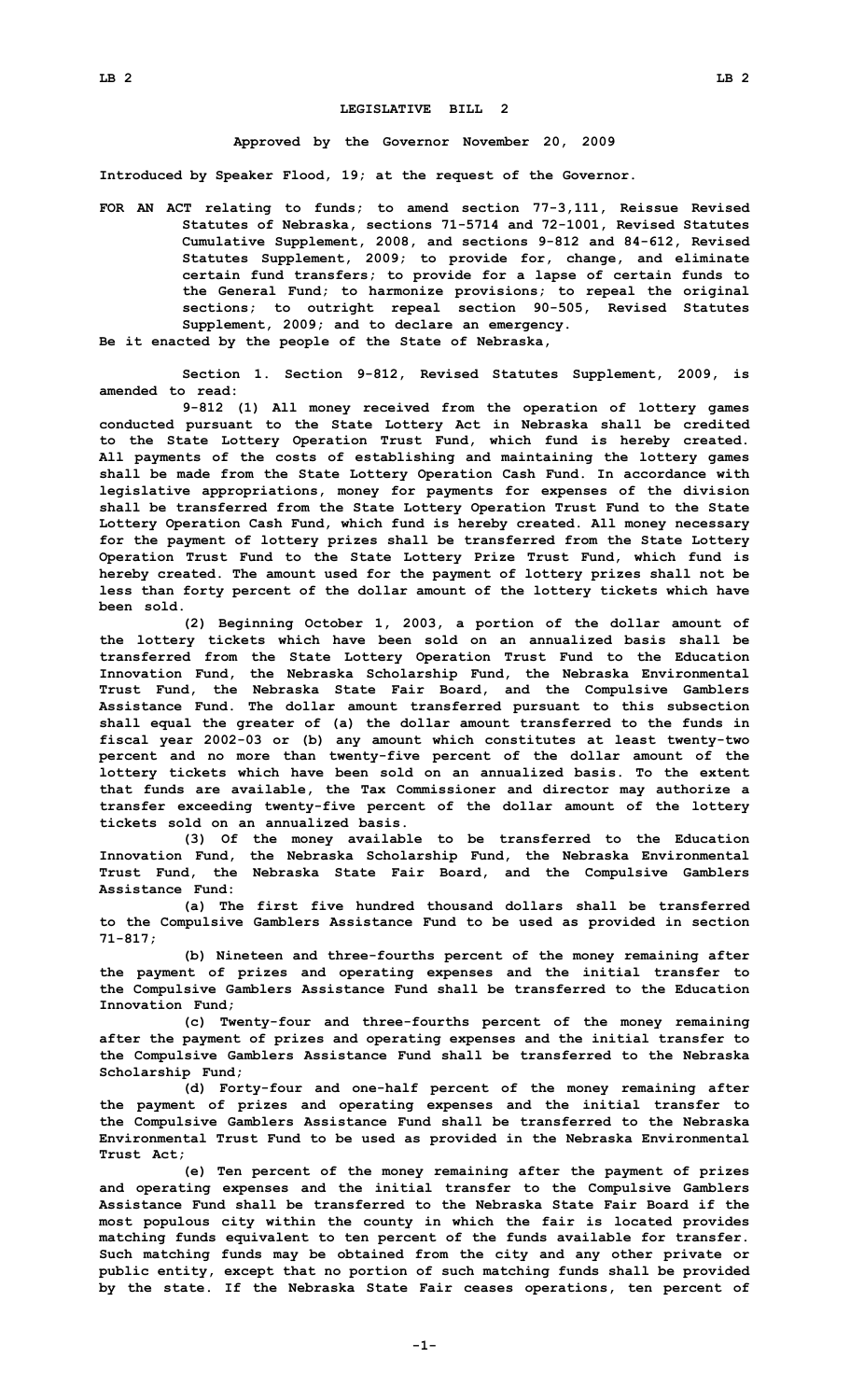# LEGISLATIVE BILL 2

**Approved by the Governor November 20, 2009**

**Introduced by Speaker Flood, 19; at the request of the Governor.**

**FOR AN ACT relating to funds; to amend section 77-3,111, Reissue Revised Statutes of Nebraska, sections 71-5714 and 72-1001, Revised Statutes Cumulative Supplement, 2008, and sections 9-812 and 84-612, Revised Statutes Supplement, 2009; to provide for, change, and eliminate certain fund transfers; to provide for a lapse of certain funds to the General Fund; to harmonize provisions; to repeal the original sections; to outright repeal section 90-505, Revised Statutes Supplement, 2009; and to declare an emergency.**

**Be it enacted by the people of the State of Nebraska,**

**Section 1. Section 9-812, Revised Statutes Supplement, 2009, is amended to read:**

**9-812 (1) All money received from the operation of lottery games conducted pursuant to the State Lottery Act in Nebraska shall be credited to the State Lottery Operation Trust Fund, which fund is hereby created. All payments of the costs of establishing and maintaining the lottery games shall be made from the State Lottery Operation Cash Fund. In accordance with legislative appropriations, money for payments for expenses of the division shall be transferred from the State Lottery Operation Trust Fund to the State Lottery Operation Cash Fund, which fund is hereby created. All money necessary for the payment of lottery prizes shall be transferred from the State Lottery Operation Trust Fund to the State Lottery Prize Trust Fund, which fund is hereby created. The amount used for the payment of lottery prizes shall not be less than forty percent of the dollar amount of the lottery tickets which have been sold.**

**(2) Beginning October 1, 2003, a portion of the dollar amount of the lottery tickets which have been sold on an annualized basis shall be transferred from the State Lottery Operation Trust Fund to the Education Innovation Fund, the Nebraska Scholarship Fund, the Nebraska Environmental Trust Fund, the Nebraska State Fair Board, and the Compulsive Gamblers Assistance Fund. The dollar amount transferred pursuant to this subsection shall equal the greater of (a) the dollar amount transferred to the funds in fiscal year 2002-03 or (b) any amount which constitutes at least twenty-two percent and no more than twenty-five percent of the dollar amount of the lottery tickets which have been sold on an annualized basis. To the extent that funds are available, the Tax Commissioner and director may authorize a transfer exceeding twenty-five percent of the dollar amount of the lottery tickets sold on an annualized basis.**

**(3) Of the money available to be transferred to the Education Innovation Fund, the Nebraska Scholarship Fund, the Nebraska Environmental Trust Fund, the Nebraska State Fair Board, and the Compulsive Gamblers Assistance Fund:**

**(a) The first five hundred thousand dollars shall be transferred to the Compulsive Gamblers Assistance Fund to be used as provided in section 71-817;**

**(b) Nineteen and three-fourths percent of the money remaining after the payment of prizes and operating expenses and the initial transfer to the Compulsive Gamblers Assistance Fund shall be transferred to the Education Innovation Fund;**

**(c) Twenty-four and three-fourths percent of the money remaining after the payment of prizes and operating expenses and the initial transfer to the Compulsive Gamblers Assistance Fund shall be transferred to the Nebraska Scholarship Fund;**

**(d) Forty-four and one-half percent of the money remaining after the payment of prizes and operating expenses and the initial transfer to the Compulsive Gamblers Assistance Fund shall be transferred to the Nebraska Environmental Trust Fund to be used as provided in the Nebraska Environmental Trust Act;**

**(e) Ten percent of the money remaining after the payment of prizes and operating expenses and the initial transfer to the Compulsive Gamblers Assistance Fund shall be transferred to the Nebraska State Fair Board if the most populous city within the county in which the fair is located provides matching funds equivalent to ten percent of the funds available for transfer. Such matching funds may be obtained from the city and any other private or public entity, except that no portion of such matching funds shall be provided by the state. If the Nebraska State Fair ceases operations, ten percent of**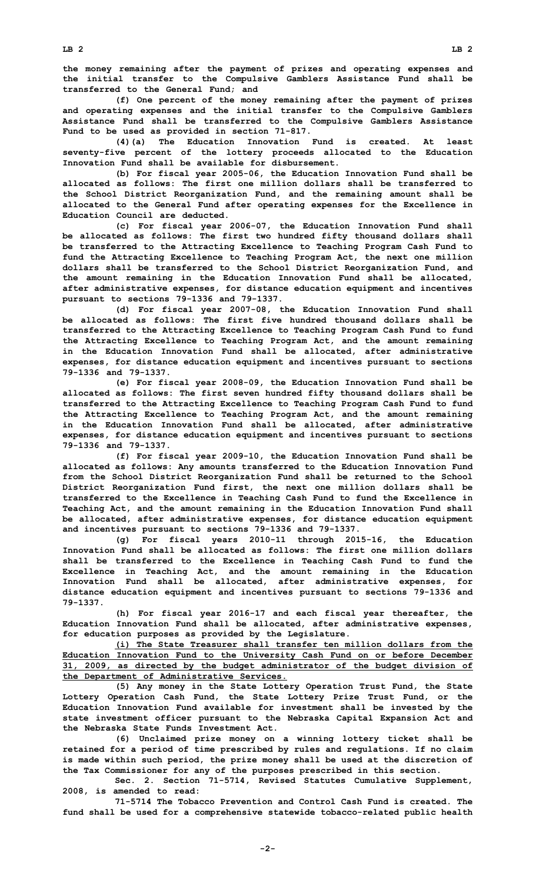the money remaining after the payment of prizes and operating expenses and the initial transfer to the Compulsive Gamblers Assistance Fund shall be transferred to the General Fund; and

(f) One percent of the money remaining after the payment of prizes and operating expenses and the initial transfer to the Compulsive Gamblers Assistance Fund shall be transferred to the Compulsive Gamblers Assistance Fund to be used as provided in section 71-817.

(4)(a) The Education Innovation Fund is created. At least seventy-five percent of the lottery proceeds allocated to the Education Innovation Fund shall be available for disbursement.

(b) For fiscal year 2005-06, the Education Innovation Fund shall be allocated as follows: The first one million dollars shall be transferred to the School District Reorganization Fund, and the remaining amount shall be allocated to the General Fund after operating expenses for the Excellence in Education Council are deducted.

(c) For fiscal year 2006-07, the Education Innovation Fund shall be allocated as follows: The first two hundred fifty thousand dollars shall be transferred to the Attracting Excellence to Teaching Program Cash Fund to fund the Attracting Excellence to Teaching Program Act, the next one million dollars shall be transferred to the School District Reorganization Fund, and the amount remaining in the Education Innovation Fund shall be allocated, after administrative expenses, for distance education equipment and incentives pursuant to sections 79-1336 and 79-1337.

(d) For fiscal year 2007-08, the Education Innovation Fund shall be allocated as follows: The first five hundred thousand dollars shall be transferred to the Attracting Excellence to Teaching Program Cash Fund to fund the Attracting Excellence to Teaching Program Act, and the amount remaining in the Education Innovation Fund shall be allocated, after administrative expenses, for distance education equipment and incentives pursuant to sections 79-1336 and 79-1337.

(e) For fiscal year 2008-09, the Education Innovation Fund shall be allocated as follows: The first seven hundred fifty thousand dollars shall be transferred to the Attracting Excellence to Teaching Program Cash Fund to fund the Attracting Excellence to Teaching Program Act, and the amount remaining in the Education Innovation Fund shall be allocated, after administrative expenses, for distance education equipment and incentives pursuant to sections 79-1336 and 79-1337.

(f) For fiscal year 2009-10, the Education Innovation Fund shall be allocated as follows: Any amounts transferred to the Education Innovation Fund from the School District Reorganization Fund shall be returned to the School District Reorganization Fund first, the next one million dollars shall be transferred to the Excellence in Teaching Cash Fund to fund the Excellence in Teaching Act, and the amount remaining in the Education Innovation Fund shall be allocated, after administrative expenses, for distance education equipment and incentives pursuant to sections 79-1336 and 79-1337.

(g) For fiscal years 2010-11 through 2015-16, the Education Innovation Fund shall be allocated as follows: The first one million dollars shall be transferred to the Excellence in Teaching Cash Fund to fund the Excellence in Teaching Act, and the amount remaining in the Education Innovation Fund shall be allocated, after administrative expenses, for distance education equipment and incentives pursuant to sections 79-1336 and 79-1337.

(h) For fiscal year 2016-17 and each fiscal year thereafter, the Education Innovation Fund shall be allocated, after administrative expenses, for education purposes as provided by the Legislature.

<u>(i) The State Treasurer shall transfer ten million dollars from the Education Innovation Fund to the University Cash Fund on or before December 31, 2009, as directed by the budget administrator of the budget division of the Department of Administrative Services.</u>

(5) Any money in the State Lottery Operation Trust Fund, the State Lottery Operation Cash Fund, the State Lottery Prize Trust Fund, or the Education Innovation Fund available for investment shall be invested by the state investment officer pursuant to the Nebraska Capital Expansion Act and the Nebraska State Funds Investment Act.

(6) Unclaimed prize money on a winning lottery ticket shall be retained for a period of time prescribed by rules and regulations. If no claim is made within such period, the prize money shall be used at the discretion of the Tax Commissioner for any of the purposes prescribed in this section.

Sec. 2. Section 71-5714, Revised Statutes Cumulative Supplement, 2008, is amended to read:

71-5714 The Tobacco Prevention and Control Cash Fund is created. The fund shall be used for a comprehensive statewide tobacco-related public health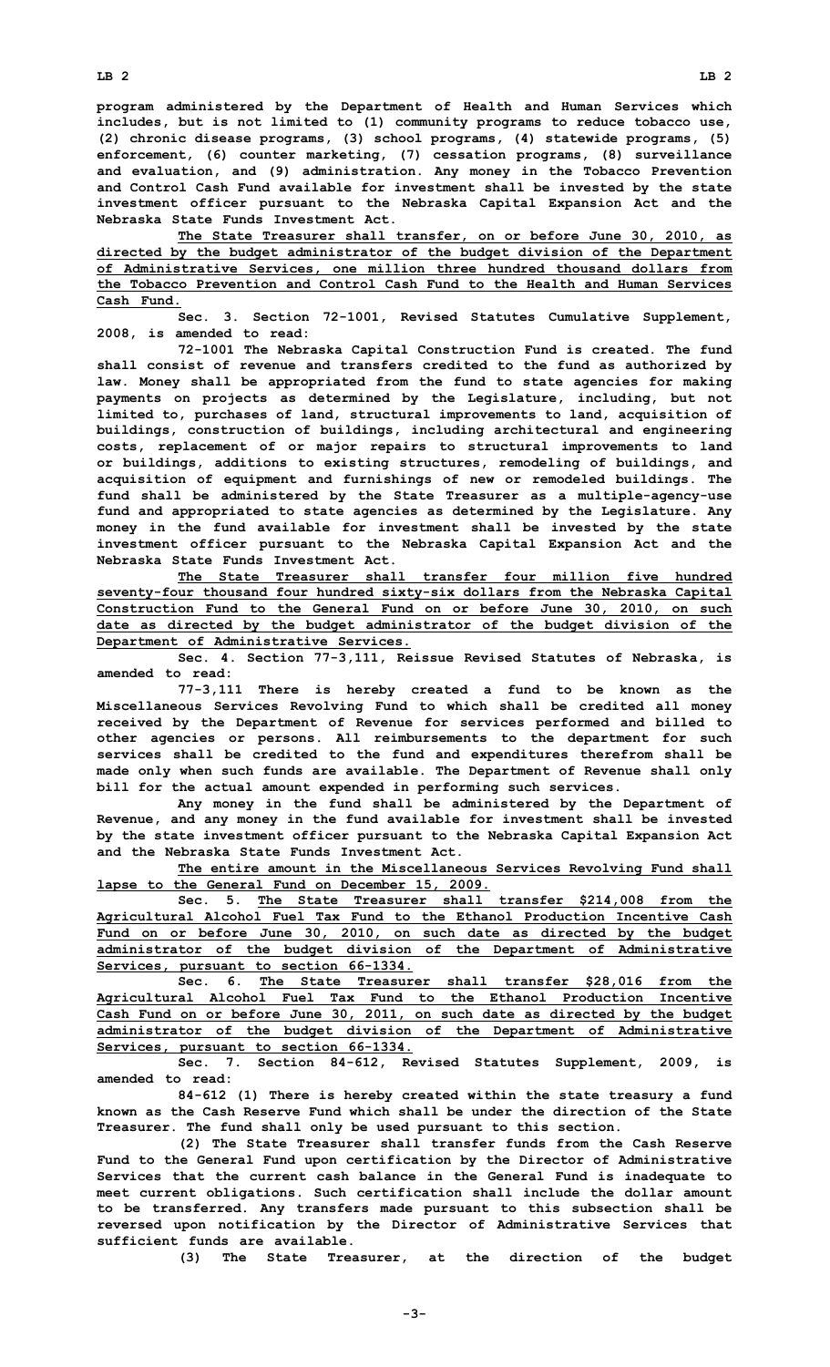program administered by the Department of Health and Human Services which includes, but is not limited to (1) community programs to reduce tobacco use, (2) chronic disease programs, (3) school programs, (4) statewide programs, (5) enforcement, (6) counter marketing, (7) cessation programs, (8) surveillance and evaluation, and (9) administration. Any money in the Tobacco Prevention and Control Cash Fund available for investment shall be invested by the state investment officer pursuant to the Nebraska Capital Expansion Act and the Nebraska State Funds Investment Act.

The State Treasurer shall transfer, on or before June 30, 2010, as directed by the budget administrator of the budget division of the Department of Administrative Services, one million three hundred thousand dollars from the Tobacco Prevention and Control Cash Fund to the Health and Human Services Cash Fund.

Sec. 3. Section 72-1001, Revised Statutes Cumulative Supplement, 2008, is amended to read:

72-1001 The Nebraska Capital Construction Fund is created. The fund shall consist of revenue and transfers credited to the fund as authorized by law. Money shall be appropriated from the fund to state agencies for making payments on projects as determined by the Legislature, including, but not limited to, purchases of land, structural improvements to land, acquisition of buildings, construction of buildings, including architectural and engineering costs, replacement of or major repairs to structural improvements to land or buildings, additions to existing structures, remodeling of buildings, and acquisition of equipment and furnishings of new or remodeled buildings. The fund shall be administered by the State Treasurer as a multiple-agency-use fund and appropriated to state agencies as determined by the Legislature. Any money in the fund available for investment shall be invested by the state investment officer pursuant to the Nebraska Capital Expansion Act and the Nebraska State Funds Investment Act.

The State Treasurer shall transfer four million five hundred seventy-four thousand four hundred sixty-six dollars from the Nebraska Capital Construction Fund to the General Fund on or before June 30, 2010, on such date as directed by the budget administrator of the budget division of the Department of Administrative Services.

Sec. 4. Section 77-3,111, Reissue Revised Statutes of Nebraska, is amended to read:

77-3,111 There is hereby created a fund to be known as the Miscellaneous Services Revolving Fund to which shall be credited all money received by the Department of Revenue for services performed and billed to other agencies or persons. All reimbursements to the department for such services shall be credited to the fund and expenditures therefrom shall be made only when such funds are available. The Department of Revenue shall only bill for the actual amount expended in performing such services.

Any money in the fund shall be administered by the Department of Revenue, and any money in the fund available for investment shall be invested by the state investment officer pursuant to the Nebraska Capital Expansion Act and the Nebraska State Funds Investment Act.

The entire amount in the Miscellaneous Services Revolving Fund shall lapse to the General Fund on December 15, 2009.

Sec. 5. The State Treasurer shall transfer $214,008 from the Agricultural Alcohol Fuel Tax Fund to the Ethanol Production Incentive Cash Fund on or before June 30, 2010, on such date as directed by the budget administrator of the budget division of the Department of Administrative Services, pursuant to section 66-1334.

Sec. 6. The State Treasurer shall transfer $28,016 from the Agricultural Alcohol Fuel Tax Fund to the Ethanol Production Incentive Cash Fund on or before June 30, 2011, on such date as directed by the budget administrator of the budget division of the Department of Administrative Services, pursuant to section 66-1334.

Sec. 7. Section 84-612, Revised Statutes Supplement, 2009, is amended to read:

84-612 (1) There is hereby created within the state treasury a fund known as the Cash Reserve Fund which shall be under the direction of the State Treasurer. The fund shall only be used pursuant to this section.

(2) The State Treasurer shall transfer funds from the Cash Reserve Fund to the General Fund upon certification by the Director of Administrative Services that the current cash balance in the General Fund is inadequate to meet current obligations. Such certification shall include the dollar amount to be transferred. Any transfers made pursuant to this subsection shall be reversed upon notification by the Director of Administrative Services that sufficient funds are available.

(3) The State Treasurer, at the direction of the budget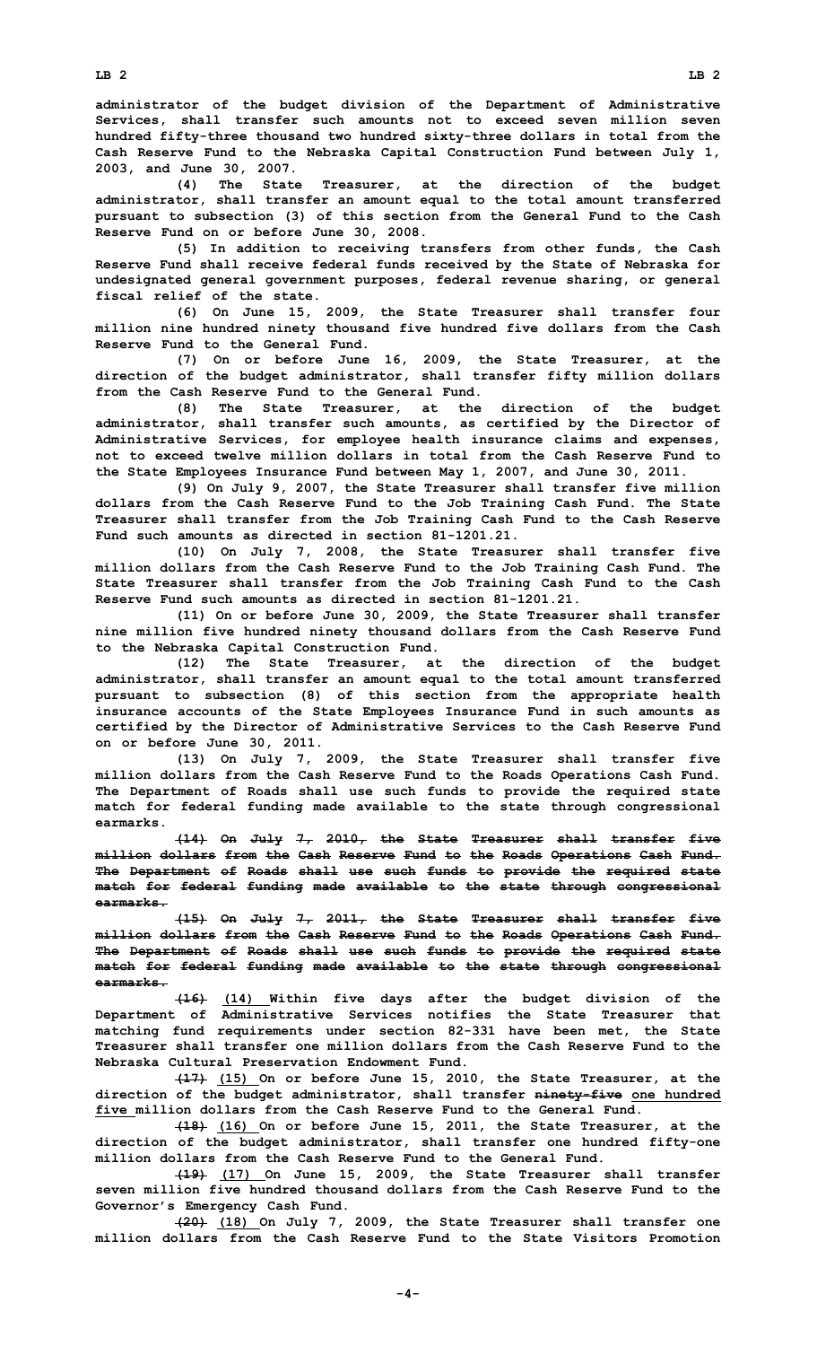administrator of the budget division of the Department of Administrative Services, shall transfer such amounts not to exceed seven million seven hundred fifty-three thousand two hundred sixty-three dollars in total from the Cash Reserve Fund to the Nebraska Capital Construction Fund between July 1, 2003, and June 30, 2007.

(4) The State Treasurer, at the direction of the budget administrator, shall transfer an amount equal to the total amount transferred pursuant to subsection (3) of this section from the General Fund to the Cash Reserve Fund on or before June 30, 2008.

(5) In addition to receiving transfers from other funds, the Cash Reserve Fund shall receive federal funds received by the State of Nebraska for undesignated general government purposes, federal revenue sharing, or general fiscal relief of the state.

(6) On June 15, 2009, the State Treasurer shall transfer four million nine hundred ninety thousand five hundred five dollars from the Cash Reserve Fund to the General Fund.

(7) On or before June 16, 2009, the State Treasurer, at the direction of the budget administrator, shall transfer fifty million dollars from the Cash Reserve Fund to the General Fund.

(8) The State Treasurer, at the direction of the budget administrator, shall transfer such amounts, as certified by the Director of Administrative Services, for employee health insurance claims and expenses, not to exceed twelve million dollars in total from the Cash Reserve Fund to the State Employees Insurance Fund between May 1, 2007, and June 30, 2011.

(9) On July 9, 2007, the State Treasurer shall transfer five million dollars from the Cash Reserve Fund to the Job Training Cash Fund. The State Treasurer shall transfer from the Job Training Cash Fund to the Cash Reserve Fund such amounts as directed in section 81-1201.21.

(10) On July 7, 2008, the State Treasurer shall transfer five million dollars from the Cash Reserve Fund to the Job Training Cash Fund. The State Treasurer shall transfer from the Job Training Cash Fund to the Cash Reserve Fund such amounts as directed in section 81-1201.21.

(11) On or before June 30, 2009, the State Treasurer shall transfer nine million five hundred ninety thousand dollars from the Cash Reserve Fund to the Nebraska Capital Construction Fund.

(12) The State Treasurer, at the direction of the budget administrator, shall transfer an amount equal to the total amount transferred pursuant to subsection (8) of this section from the appropriate health insurance accounts of the State Employees Insurance Fund in such amounts as certified by the Director of Administrative Services to the Cash Reserve Fund on or before June 30, 2011.

(13) On July 7, 2009, the State Treasurer shall transfer five million dollars from the Cash Reserve Fund to the Roads Operations Cash Fund. The Department of Roads shall use such funds to provide the required state match for federal funding made available to the state through congressional earmarks.

~~(14) On July 7, 2010, the State Treasurer shall transfer five million dollars from the Cash Reserve Fund to the Roads Operations Cash Fund. The Department of Roads shall use such funds to provide the required state match for federal funding made available to the state through congressional earmarks.~~

~~(15) On July 7, 2011, the State Treasurer shall transfer five million dollars from the Cash Reserve Fund to the Roads Operations Cash Fund. The Department of Roads shall use such funds to provide the required state match for federal funding made available to the state through congressional earmarks.~~

~~(16)~~ <u>(14)</u> Within five days after the budget division of the Department of Administrative Services notifies the State Treasurer that matching fund requirements under section 82-331 have been met, the State Treasurer shall transfer one million dollars from the Cash Reserve Fund to the Nebraska Cultural Preservation Endowment Fund.

~~(17)~~ <u>(15)</u> On or before June 15, 2010, the State Treasurer, at the direction of the budget administrator, shall transfer ~~ninety-five~~ <u>one hundred five</u> million dollars from the Cash Reserve Fund to the General Fund.

~~(18)~~ <u>(16)</u> On or before June 15, 2011, the State Treasurer, at the direction of the budget administrator, shall transfer one hundred fifty-one million dollars from the Cash Reserve Fund to the General Fund.

~~(19)~~ <u>(17)</u> On June 15, 2009, the State Treasurer shall transfer seven million five hundred thousand dollars from the Cash Reserve Fund to the Governor's Emergency Cash Fund.

~~(20)~~ <u>(18)</u> On July 7, 2009, the State Treasurer shall transfer one million dollars from the Cash Reserve Fund to the State Visitors Promotion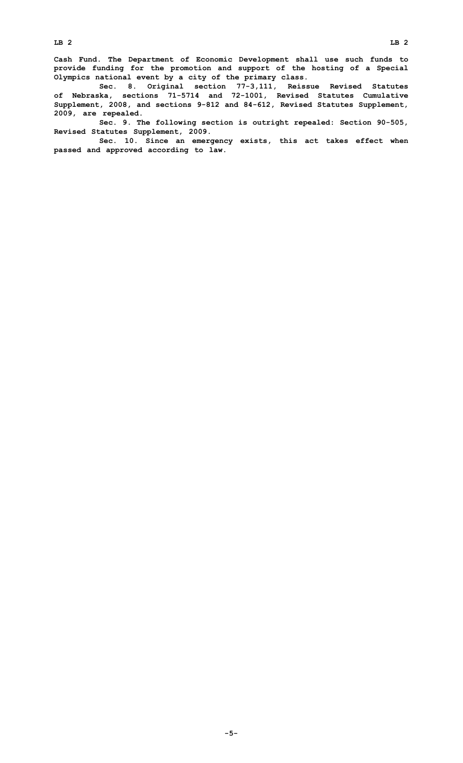Cash Fund. The Department of Economic Development shall use such funds to provide funding for the promotion and support of the hosting of a Special Olympics national event by a city of the primary class.

Sec. 8. Original section 77-3,111, Reissue Revised Statutes of Nebraska, sections 71-5714 and 72-1001, Revised Statutes Cumulative Supplement, 2008, and sections 9-812 and 84-612, Revised Statutes Supplement, 2009, are repealed.

Sec. 9. The following section is outright repealed: Section 90-505, Revised Statutes Supplement, 2009.

Sec. 10. Since an emergency exists, this act takes effect when passed and approved according to law.